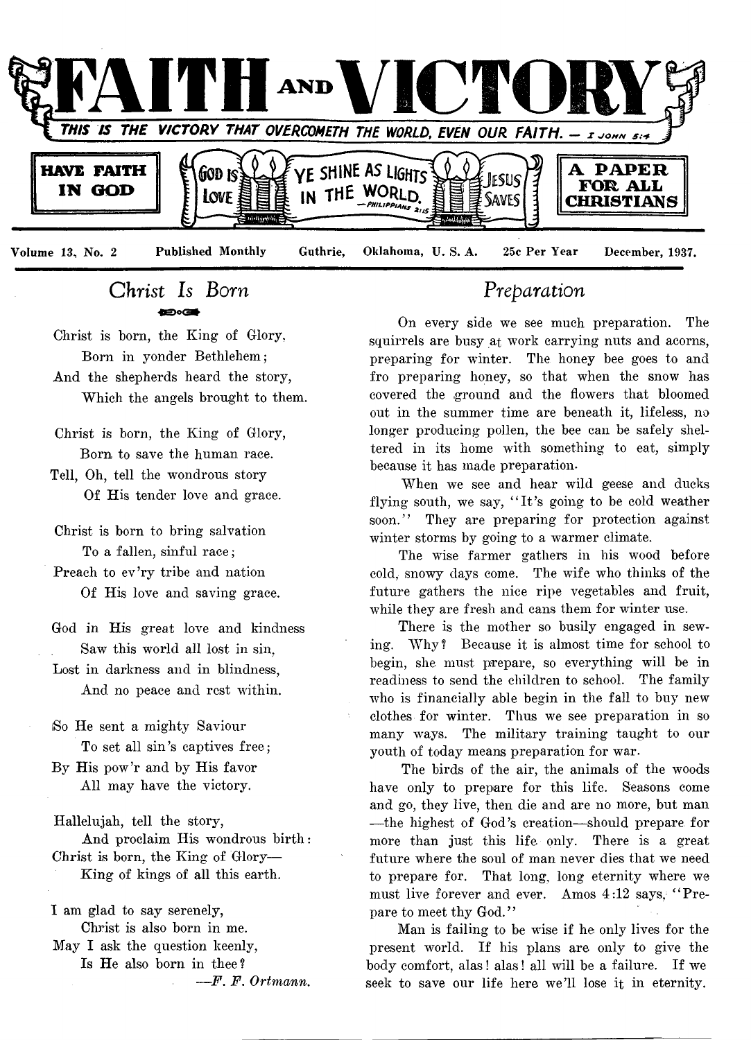# FAITH AND VICTORY

THIS IS THE VICTORY THAT OVERCOMETH THE WORLD, EVEN OUR FAITH. — I JOHN 5:4

**HAVE FAITH IN GOD** | GOD IS LOVE | YE SHINE AS LIGHTS IN THE WORLD. —PHILIPPIANS 2:15 | JESUS SAVES | **A PAPER FOR ALL CHRISTIANS**

Volume 13, No. 2 | Published Monthly | Guthrie, Oklahoma, U. S. A. | 25c Per Year | December, 1937.

## *Christ Is Born*

Christ is born, the King of Glory,
Born in yonder Bethlehem;
And the shepherds heard the story,
Which the angels brought to them.

Christ is born, the King of Glory,
Born to save the human race.
Tell, Oh, tell the wondrous story
Of His tender love and grace.

Christ is born to bring salvation
To a fallen, sinful race;
Preach to ev'ry tribe and nation
Of His love and saving grace.

God in His great love and kindness
Saw this world all lost in sin,
Lost in darkness and in blindness,
And no peace and rest within.

So He sent a mighty Saviour
To set all sin's captives free;
By His pow'r and by His favor
All may have the victory.

Hallelujah, tell the story,
And proclaim His wondrous birth:
Christ is born, the King of Glory—
King of kings of all this earth.

I am glad to say serenely,
Christ is also born in me.
May I ask the question keenly,
Is He also born in thee?

—*F. F. Ortmann.*

## *Preparation*

On every side we see much preparation. The squirrels are busy at work carrying nuts and acorns, preparing for winter. The honey bee goes to and fro preparing honey, so that when the snow has covered the ground and the flowers that bloomed out in the summer time are beneath it, lifeless, no longer producing pollen, the bee can be safely sheltered in its home with something to eat, simply because it has made preparation.

When we see and hear wild geese and ducks flying south, we say, "It's going to be cold weather soon." They are preparing for protection against winter storms by going to a warmer climate.

The wise farmer gathers in his wood before cold, snowy days come. The wife who thinks of the future gathers the nice ripe vegetables and fruit, while they are fresh and cans them for winter use.

There is the mother so busily engaged in sewing. Why? Because it is almost time for school to begin, she must prepare, so everything will be in readiness to send the children to school. The family who is financially able begin in the fall to buy new clothes for winter. Thus we see preparation in so many ways. The military training taught to our youth of today means preparation for war.

The birds of the air, the animals of the woods have only to prepare for this life. Seasons come and go, they live, then die and are no more, but man —the highest of God's creation—should prepare for more than just this life only. There is a great future where the soul of man never dies that we need to prepare for. That long, long eternity where we must live forever and ever. Amos 4:12 says, "Prepare to meet thy God."

Man is failing to be wise if he only lives for the present world. If his plans are only to give the body comfort, alas! alas! all will be a failure. If we seek to save our life here we'll lose it in eternity.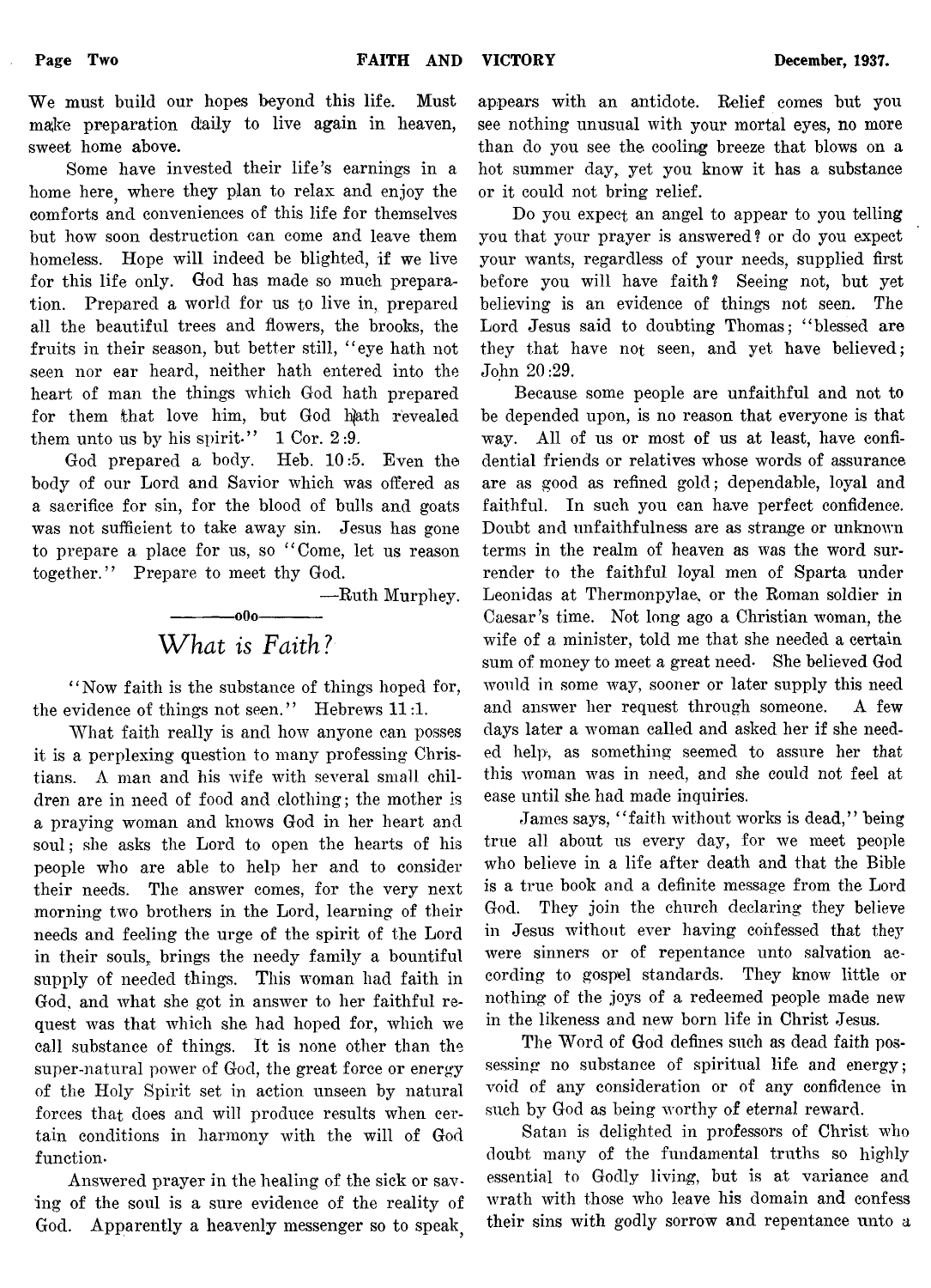We must build our hopes beyond this life. Must make preparation daily to live again in heaven, sweet home above.

Some have invested their life's earnings in a home here, where they plan to relax and enjoy the comforts and conveniences of this life for themselves but how soon destruction can come and leave them homeless. Hope will indeed be blighted, if we live for this life only. God has made so much preparation. Prepared a world for us to live in, prepared all the beautiful trees and flowers, the brooks, the fruits in their season, but better still, "eye hath not seen nor ear heard, neither hath entered into the heart of man the things which God hath prepared for them that love him, but God hath revealed them unto us by his spirit." 1 Cor. 2:9.

God prepared a body. Heb. 10:5. Even the body of our Lord and Savior which was offered as a sacrifice for sin, for the blood of bulls and goats was not sufficient to take away sin. Jesus has gone to prepare a place for us, so "Come, let us reason together." Prepare to meet thy God.

—Ruth Murphey.

———o0o———

## *What is Faith?*

"Now faith is the substance of things hoped for, the evidence of things not seen." Hebrews 11:1.

What faith really is and how anyone can posses it is a perplexing question to many professing Christians. A man and his wife with several small children are in need of food and clothing; the mother is a praying woman and knows God in her heart and soul; she asks the Lord to open the hearts of his people who are able to help her and to consider their needs. The answer comes, for the very next morning two brothers in the Lord, learning of their needs and feeling the urge of the spirit of the Lord in their souls, brings the needy family a bountiful supply of needed things. This woman had faith in God, and what she got in answer to her faithful request was that which she had hoped for, which we call substance of things. It is none other than the super-natural power of God, the great force or energy of the Holy Spirit set in action unseen by natural forces that does and will produce results when certain conditions in harmony with the will of God function.

Answered prayer in the healing of the sick or saving of the soul is a sure evidence of the reality of God. Apparently a heavenly messenger so to speak, appears with an antidote. Relief comes but you see nothing unusual with your mortal eyes, no more than do you see the cooling breeze that blows on a hot summer day, yet you know it has a substance or it could not bring relief.

Do you expect an angel to appear to you telling you that your prayer is answered? or do you expect your wants, regardless of your needs, supplied first before you will have faith? Seeing not, but yet believing is an evidence of things not seen. The Lord Jesus said to doubting Thomas; "blessed are they that have not seen, and yet have believed; John 20:29.

Because some people are unfaithful and not to be depended upon, is no reason that everyone is that way. All of us or most of us at least, have confidential friends or relatives whose words of assurance are as good as refined gold; dependable, loyal and faithful. In such you can have perfect confidence. Doubt and unfaithfulness are as strange or unknown terms in the realm of heaven as was the word surrender to the faithful loyal men of Sparta under Leonidas at Thermonpylae, or the Roman soldier in Caesar's time. Not long ago a Christian woman, the wife of a minister, told me that she needed a certain sum of money to meet a great need. She believed God would in some way, sooner or later supply this need and answer her request through someone. A few days later a woman called and asked her if she needed help, as something seemed to assure her that this woman was in need, and she could not feel at ease until she had made inquiries.

James says, "faith without works is dead," being true all about us every day, for we meet people who believe in a life after death and that the Bible is a true book and a definite message from the Lord God. They join the church declaring they believe in Jesus without ever having confessed that they were sinners or of repentance unto salvation according to gospel standards. They know little or nothing of the joys of a redeemed people made new in the likeness and new born life in Christ Jesus.

The Word of God defines such as dead faith possessing no substance of spiritual life and energy; void of any consideration or of any confidence in such by God as being worthy of eternal reward.

Satan is delighted in professors of Christ who doubt many of the fundamental truths so highly essential to Godly living, but is at variance and wrath with those who leave his domain and confess their sins with godly sorrow and repentance unto a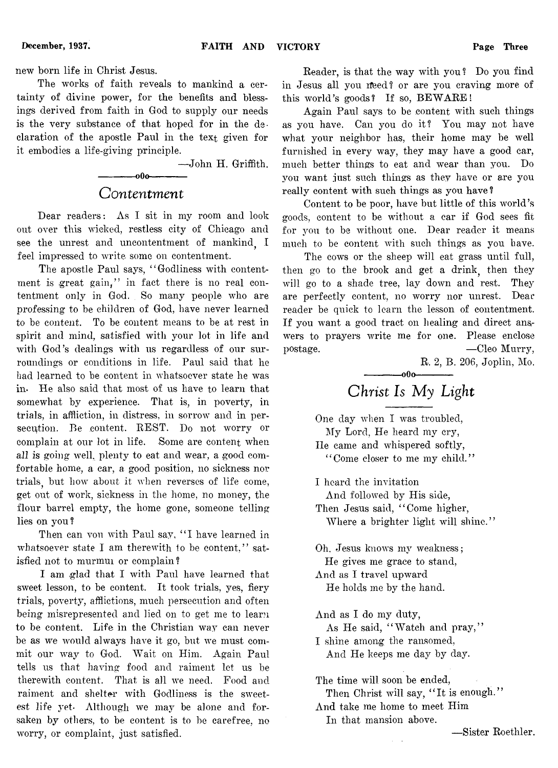new born life in Christ Jesus.

The works of faith reveals to mankind a certainty of divine power, for the benefits and blessings derived from faith in God to supply our needs is the very substance of that hoped for in the declaration of the apostle Paul in the text given for it embodies a life-giving principle.

—John H. Griffith.

---

## *Contentment*

Dear readers: As I sit in my room and look out over this wicked, restless city of Chicago and see the unrest and uncontentment of mankind, I feel impressed to write some on contentment.

The apostle Paul says, "Godliness with contentment is great gain," in fact there is no real contentment only in God. So many people who are professing to be children of God, have never learned to be content. To be content means to be at rest in spirit and mind, satisfied with your lot in life and with God's dealings with us regardless of our surroundings or conditions in life. Paul said that he had learned to be content in whatsoever state he was in. He also said that most of us have to learn that somewhat by experience. That is, in poverty, in trials, in affliction, in distress, in sorrow and in persecution. Be content. REST. Do not worry or complain at our lot in life. Some are content when all is going well, plenty to eat and wear, a good comfortable home, a car, a good position, no sickness nor trials, but how about it when reverses of life come, get out of work, sickness in the home, no money, the flour barrel empty, the home gone, someone telling lies on you?

Then can you with Paul say, "I have learned in whatsoever state I am therewith to be content," satisfied not to murmur or complain?

I am glad that I with Paul have learned that sweet lesson, to be content. It took trials, yes, fiery trials, poverty, afflictions, much persecution and often being misrepresented and lied on to get me to learn to be content. Life in the Christian way can never be as we would always have it go, but we must commit our way to God. Wait on Him. Again Paul tells us that having food and raiment let us be therewith content. That is all we need. Food and raiment and shelter with Godliness is the sweetest life yet. Although we may be alone and forsaken by others, to be content is to be carefree, no worry, or complaint, just satisfied.

Reader, is that the way with you? Do you find in Jesus all you need? or are you craving more of this world's goods? If so, BEWARE!

Again Paul says to be content with such things as you have. Can you do it? You may not have what your neighbor has, their home may be well furnished in every way, they may have a good car, much better things to eat and wear than you. Do you want just such things as they have or are you really content with such things as you have?

Content to be poor, have but little of this world's goods, content to be without a car if God sees fit for you to be without one. Dear reader it means much to be content with such things as you have.

The cows or the sheep will eat grass until full, then go to the brook and get a drink, then they will go to a shade tree, lay down and rest. They are perfectly content, no worry nor unrest. Dear reader be quick to learn the lesson of contentment. If you want a good tract on healing and direct answers to prayers write me for one. Please enclose postage.

—Cleo Murry,
R. 2, B. 206, Joplin, Mo.

---

## *Christ Is My Light*

One day when I was troubled,
My Lord, He heard my cry,
He came and whispered softly,
"Come closer to me my child."

I heard the invitation
And followed by His side,
Then Jesus said, "Come higher,
Where a brighter light will shine."

Oh, Jesus knows my weakness;
He gives me grace to stand,
And as I travel upward
He holds me by the hand.

And as I do my duty,
As He said, "Watch and pray,"
I shine among the ransomed,
And He keeps me day by day.

The time will soon be ended,
Then Christ will say, "It is enough."
And take me home to meet Him
In that mansion above.

—Sister Roethler.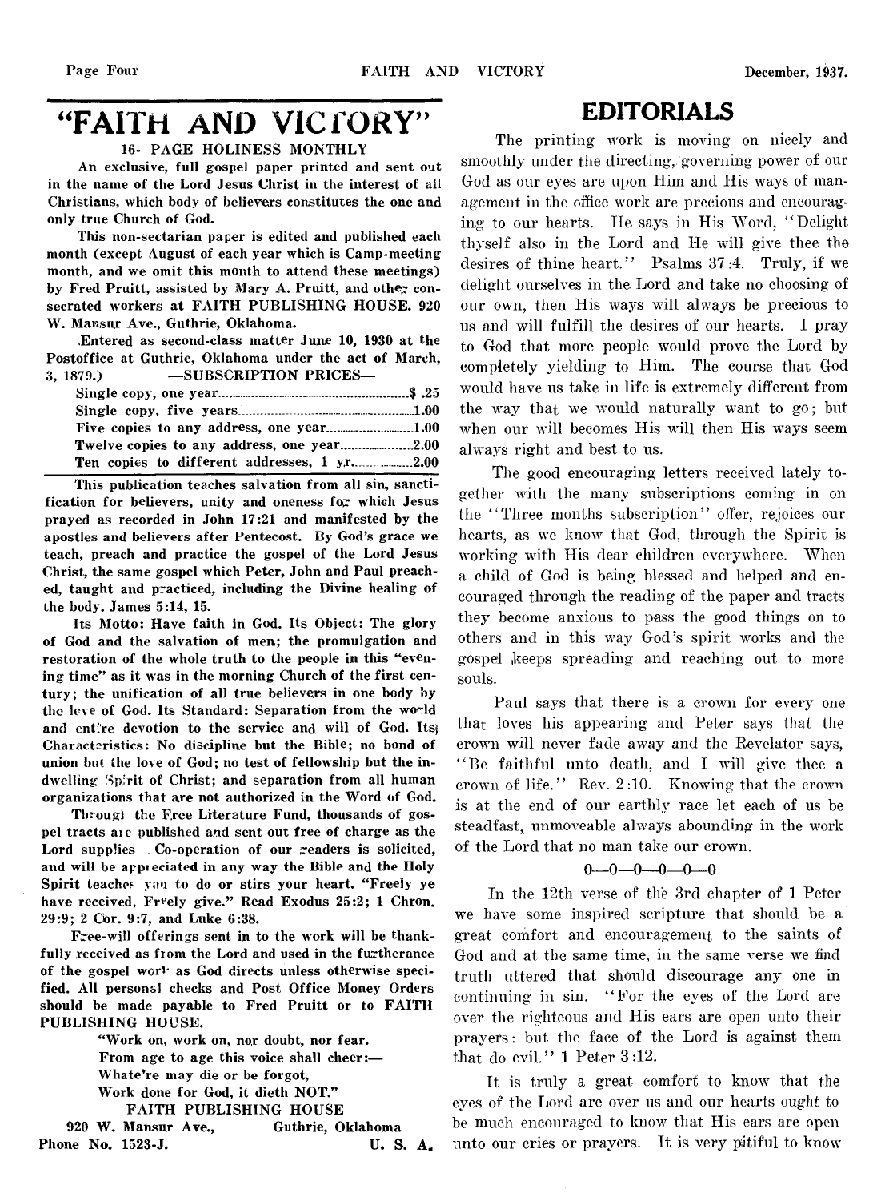# "FAITH AND VICTORY"

**16- PAGE HOLINESS MONTHLY**

An exclusive, full gospel paper printed and sent out in the name of the Lord Jesus Christ in the interest of all Christians, which body of believers constitutes the one and only true Church of God.

This non-sectarian paper is edited and published each month (except August of each year which is Camp-meeting month, and we omit this month to attend these meetings) by Fred Pruitt, assisted by Mary A. Pruitt, and other consecrated workers at FAITH PUBLISHING HOUSE. 920 W. Mansur Ave., Guthrie, Oklahoma.

Entered as second-class matter June 10, 1930 at the Postoffice at Guthrie, Oklahoma under the act of March, 3, 1879.)

—SUBSCRIPTION PRICES—

| | |
|---|---|
| Single copy, one year | $ .25 |
| Single copy, five years | 1.00 |
| Five copies to any address, one year | 1.00 |
| Twelve copies to any address, one year | 2.00 |
| Ten copies to different addresses, 1 yr. | 2.00 |

This publication teaches salvation from all sin, sanctification for believers, unity and oneness for which Jesus prayed as recorded in John 17:21 and manifested by the apostles and believers after Pentecost. By God's grace we teach, preach and practice the gospel of the Lord Jesus Christ, the same gospel which Peter, John and Paul preached, taught and practiced, including the Divine healing of the body. James 5:14, 15.

Its Motto: Have faith in God. Its Object: The glory of God and the salvation of men; the promulgation and restoration of the whole truth to the people in this "evening time" as it was in the morning Church of the first century; the unification of all true believers in one body by the love of God. Its Standard: Separation from the world and entire devotion to the service and will of God. Its Characteristics: No discipline but the Bible; no bond of union but the love of God; no test of fellowship but the indwelling Spirit of Christ; and separation from all human organizations that are not authorized in the Word of God.

Through the Free Literature Fund, thousands of gospel tracts are published and sent out free of charge as the Lord supplies. Co-operation of our readers is solicited, and will be appreciated in any way the Bible and the Holy Spirit teaches you to do or stirs your heart. "Freely ye have received, Freely give." Read Exodus 25:2; 1 Chron. 29:9; 2 Cor. 9:7, and Luke 6:38.

Free-will offerings sent in to the work will be thankfully received as from the Lord and used in the furtherance of the gospel work as God directs unless otherwise specified. All personal checks and Post Office Money Orders should be made payable to Fred Pruitt or to FAITH PUBLISHING HOUSE.

"Work on, work on, nor doubt, nor fear.
From age to age this voice shall cheer:—
Whate're may die or be forgot,
Work done for God, it dieth NOT."

FAITH PUBLISHING HOUSE
920 W. Mansur Ave., Guthrie, Oklahoma
Phone No. 1523-J. U. S. A.

## EDITORIALS

The printing work is moving on nicely and smoothly under the directing, governing power of our God as our eyes are upon Him and His ways of management in the office work are precious and encouraging to our hearts. He says in His Word, "Delight thyself also in the Lord and He will give thee the desires of thine heart." Psalms 37:4. Truly, if we delight ourselves in the Lord and take no choosing of our own, then His ways will always be precious to us and will fulfill the desires of our hearts. I pray to God that more people would prove the Lord by completely yielding to Him. The course that God would have us take in life is extremely different from the way that we would naturally want to go; but when our will becomes His will then His ways seem always right and best to us.

The good encouraging letters received lately together with the many subscriptions coming in on the "Three months subscription" offer, rejoices our hearts, as we know that God, through the Spirit is working with His dear children everywhere. When a child of God is being blessed and helped and encouraged through the reading of the paper and tracts they become anxious to pass the good things on to others and in this way God's spirit works and the gospel keeps spreading and reaching out to more souls.

Paul says that there is a crown for every one that loves his appearing and Peter says that the crown will never fade away and the Revelator says, "Be faithful unto death, and I will give thee a crown of life." Rev. 2:10. Knowing that the crown is at the end of our earthly race let each of us be steadfast, unmoveable always abounding in the work of the Lord that no man take our crown.

0—0—0—0—0—0

In the 12th verse of the 3rd chapter of 1 Peter we have some inspired scripture that should be a great comfort and encouragement to the saints of God and at the same time, in the same verse we find truth uttered that should discourage any one in continuing in sin. "For the eyes of the Lord are over the righteous and His ears are open unto their prayers: but the face of the Lord is against them that do evil." 1 Peter 3:12.

It is truly a great comfort to know that the eyes of the Lord are over us and our hearts ought to be much encouraged to know that His ears are open unto our cries or prayers. It is very pitiful to know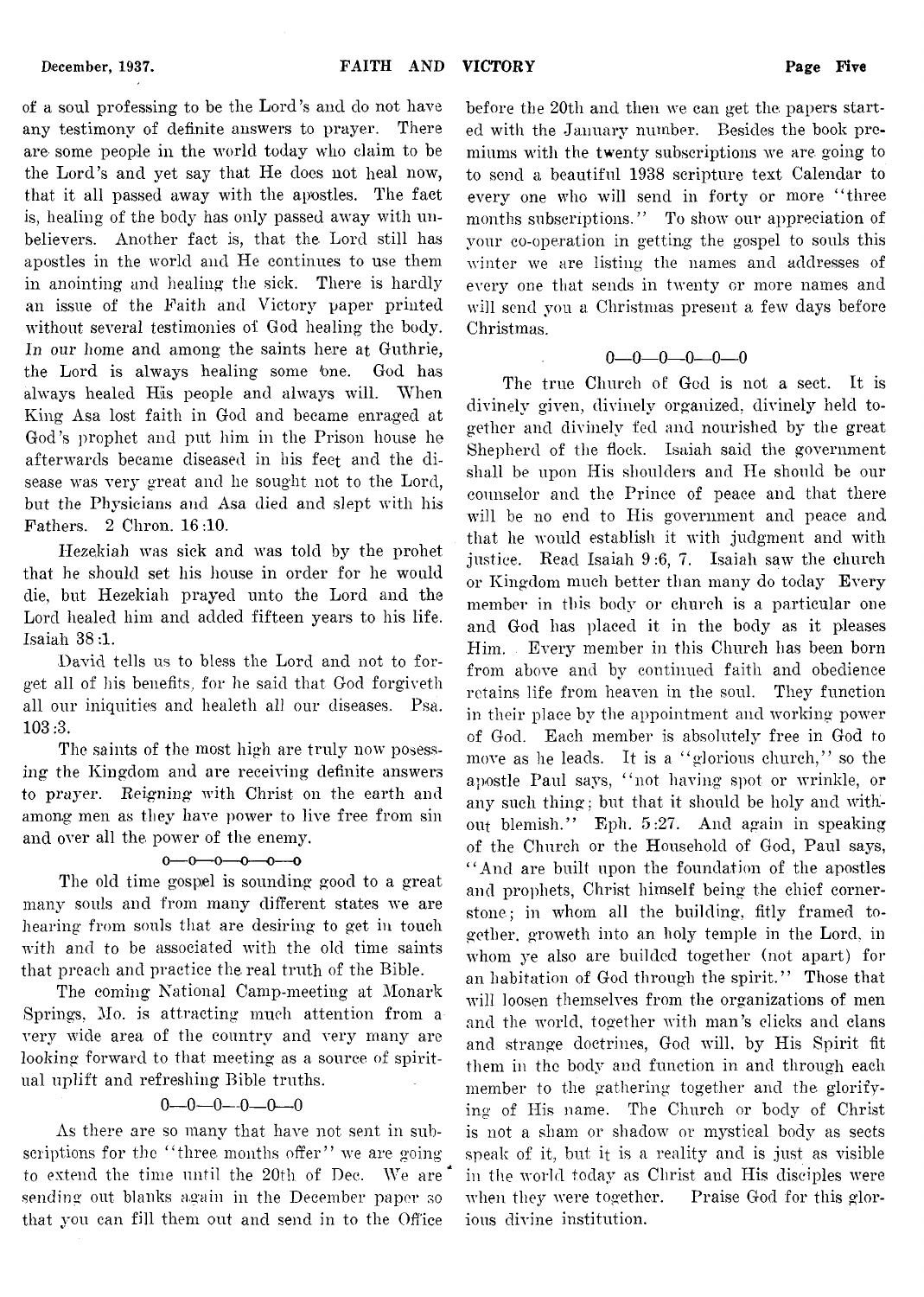of a soul professing to be the Lord's and do not have any testimony of definite answers to prayer. There are some people in the world today who claim to be the Lord's and yet say that He does not heal now, that it all passed away with the apostles. The fact is, healing of the body has only passed away with unbelievers. Another fact is, that the Lord still has apostles in the world and He continues to use them in anointing and healing the sick. There is hardly an issue of the Faith and Victory paper printed without several testimonies of God healing the body. In our home and among the saints here at Guthrie, the Lord is always healing some one. God has always healed His people and always will. When King Asa lost faith in God and became enraged at God's prophet and put him in the Prison house he afterwards became diseased in his feet and the disease was very great and he sought not to the Lord, but the Physicians and Asa died and slept with his Fathers. 2 Chron. 16:10.

Hezekiah was sick and was told by the prohet that he should set his house in order for he would die, but Hezekiah prayed unto the Lord and the Lord healed him and added fifteen years to his life. Isaiah 38:1.

David tells us to bless the Lord and not to forget all of his benefits, for he said that God forgiveth all our iniquities and healeth all our diseases. Psa. 103:3.

The saints of the most high are truly now posessing the Kingdom and are receiving definite answers to prayer. *Reigning* with Christ on the earth and among men as they have power to live free from sin and over all the power of the enemy.

0—0—0—0—0—0

The old time gospel is sounding good to a great many souls and from many different states we are hearing from souls that are desiring to get in touch with and to be associated with the old time saints that preach and practice the real truth of the Bible.

The coming National Camp-meeting at Monark Springs, Mo. is attracting much attention from a very wide area of the country and very many are looking forward to that meeting as a source of spiritual uplift and refreshing Bible truths.

0—0—0—0—0—0

As there are so many that have not sent in subscriptions for the "three months offer" we are going to extend the time until the 20th of Dec. We are sending out blanks again in the December paper so that you can fill them out and send in to the Office before the 20th and then we can get the papers started with the January number. Besides the book premiums with the twenty subscriptions we are going to send a beautiful 1938 scripture text Calendar to every one who will send in forty or more "three months subscriptions." To show our appreciation of your co-operation in getting the gospel to souls this winter we are listing the names and addresses of every one that sends in twenty or more names and will send you a Christmas present a few days before Christmas.

0—0—0—0—0—0

The true Church of God is not a sect. It is divinely given, divinely organized, divinely held together and divinely fed and nourished by the great Shepherd of the flock. Isaiah said the government shall be upon His shoulders and He should be our counselor and the Prince of peace and that there will be no end to His government and peace and that he would establish it with judgment and with justice. Read Isaiah 9:6, 7. Isaiah saw the church or Kingdom much better than many do today Every member in this body or church is a particular one and God has placed it in the body as it pleases Him. Every member in this Church has been born from above and by continued faith and obedience retains life from heaven in the soul. They function in their place by the appointment and working power of God. Each member is absolutely free in God to move as he leads. It is a "glorious church," so the apostle Paul says, "not having spot or wrinkle, or any such thing; but that it should be holy and without blemish." Eph. 5:27. And again in speaking of the Church or the Household of God, Paul says, "And are built upon the foundation of the apostles and prophets, Christ himself being the chief cornerstone; in whom all the building, fitly framed together, groweth into an holy temple in the Lord, in whom ye also are builded together (not apart) for an habitation of God through the spirit." Those that will loosen themselves from the organizations of men and the world, together with man's clicks and clans and strange doctrines, God will, by His Spirit fit them in the body and function in and through each member to the gathering together and the glorifying of His name. The Church or body of Christ is not a sham or shadow or mystical body as sects speak of it, but it is a reality and is just as visible in the world today as Christ and His disciples were when they were together. Praise God for this glorious divine institution.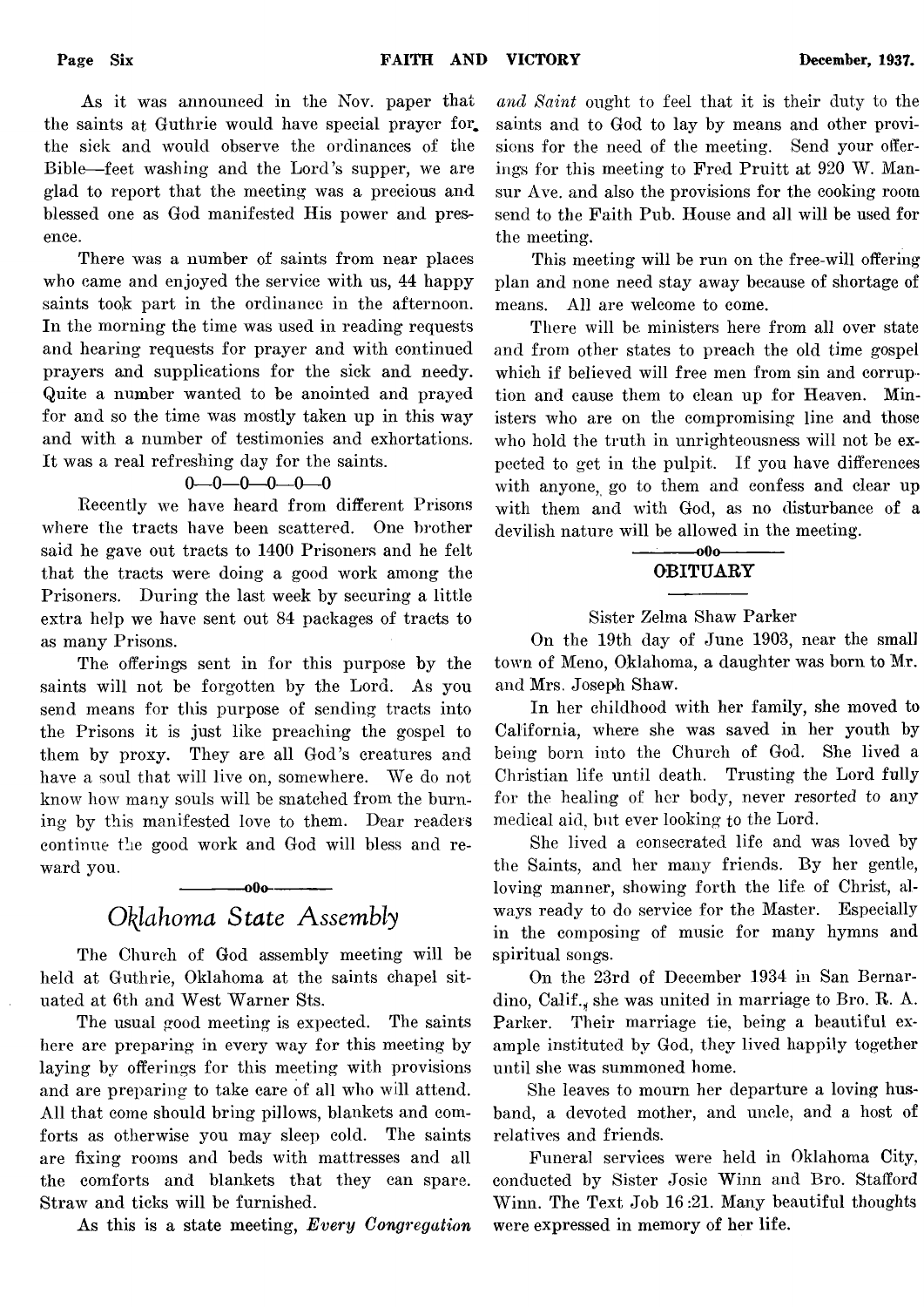As it was announced in the Nov. paper that the saints at Guthrie would have special prayer for the sick and would observe the ordinances of the Bible—feet washing and the Lord's supper, we are glad to report that the meeting was a precious and blessed one as God manifested His power and presence.

There was a number of saints from near places who came and enjoyed the service with us, 44 happy saints took part in the ordinance in the afternoon. In the morning the time was used in reading requests and hearing requests for prayer and with continued prayers and supplications for the sick and needy. Quite a number wanted to be anointed and prayed for and so the time was mostly taken up in this way and with a number of testimonies and exhortations. It was a real refreshing day for the saints.

0—0—0—0—0—0

Recently we have heard from different Prisons where the tracts have been scattered. One brother said he gave out tracts to 1400 Prisoners and he felt that the tracts were doing a good work among the Prisoners. During the last week by securing a little extra help we have sent out 84 packages of tracts to as many Prisons.

The offerings sent in for this purpose by the saints will not be forgotten by the Lord. As you send means for this purpose of sending tracts into the Prisons it is just like preaching the gospel to them by proxy. They are all God's creatures and have a soul that will live on, somewhere. We do not know how many souls will be snatched from the burning by this manifested love to them. Dear readers continue the good work and God will bless and reward you.

—oOo—

## *Oklahoma State Assembly*

The Church of God assembly meeting will be held at Guthrie, Oklahoma at the saints chapel situated at 6th and West Warner Sts.

The usual good meeting is expected. The saints here are preparing in every way for this meeting by laying by offerings for this meeting with provisions and are preparing to take care of all who will attend. All that come should bring pillows, blankets and comforts as otherwise you may sleep cold. The saints are fixing rooms and beds with mattresses and all the comforts and blankets that they can spare. Straw and ticks will be furnished.

As this is a state meeting, *Every Congregation and Saint* ought to feel that it is their duty to the saints and to God to lay by means and other provisions for the need of the meeting. Send your offerings for this meeting to Fred Pruitt at 920 W. Mansur Ave. and also the provisions for the cooking room send to the Faith Pub. House and all will be used for the meeting.

This meeting will be run on the free-will offering plan and none need stay away because of shortage of means. All are welcome to come.

There will be ministers here from all over state and from other states to preach the old time gospel which if believed will free men from sin and corruption and cause them to clean up for Heaven. Ministers who are on the compromising line and those who hold the truth in unrighteousness will not be expected to get in the pulpit. If you have differences with anyone, go to them and confess and clear up with them and with God, as no disturbance of a devilish nature will be allowed in the meeting.

—oOo—

## OBITUARY

Sister Zelma Shaw Parker

On the 19th day of June 1903, near the small town of Meno, Oklahoma, a daughter was born to Mr. and Mrs. Joseph Shaw.

In her childhood with her family, she moved to California, where she was saved in her youth by being born into the Church of God. She lived a Christian life until death. Trusting the Lord fully for the healing of her body, never resorted to any medical aid, but ever looking to the Lord.

She lived a consecrated life and was loved by the Saints, and her many friends. By her gentle, loving manner, showing forth the life of Christ, always ready to do service for the Master. Especially in the composing of music for many hymns and spiritual songs.

On the 23rd of December 1934 in San Bernardino, Calif., she was united in marriage to Bro. R. A. Parker. Their marriage tie, being a beautiful example instituted by God, they lived happily together until she was summoned home.

She leaves to mourn her departure a loving husband, a devoted mother, and uncle, and a host of relatives and friends.

Funeral services were held in Oklahoma City, conducted by Sister Josie Winn and Bro. Stafford Winn. The Text Job 16:21. Many beautiful thoughts were expressed in memory of her life.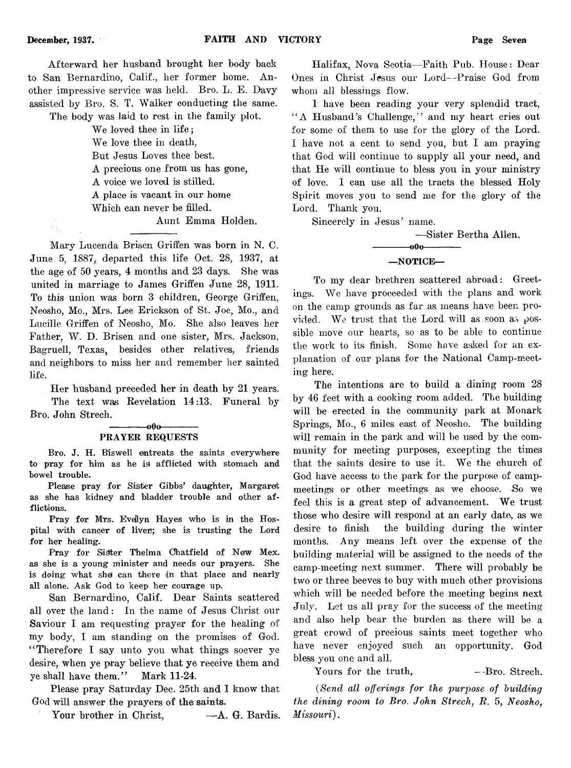Afterward her husband brought her body back to San Bernardino, Calif., her former home. Another impressive service was held. Bro. L. E. Davy assisted by Bro. S. T. Walker conducting the same.

The body was laid to rest in the family plot.

> We loved thee in life;
> We love thee in death,
> But Jesus Loves thee best.
> A precious one from us has gone,
> A voice we loved is stilled.
> A place is vacant in our home
> Which can never be filled.
>
> Aunt Emma Holden.

---

Mary Lucenda Brisen Griffen was born in N. C. June 5, 1887, departed this life Oct. 28, 1937, at the age of 50 years, 4 months and 23 days. She was united in marriage to James Griffen June 28, 1911. To this union was born 3 children, George Griffen, Neosho, Mo., Mrs. Lee Erickson of St. Joe, Mo., and Lucille Griffen of Neosho, Mo. She also leaves her Father, W. D. Brisen and one sister, Mrs. Jackson, Bagruell, Texas, besides other relatives, friends and neighbors to miss her and remember her sainted life.

Her husband preceded her in death by 21 years.

The text was Revelation 14:13. Funeral by Bro. John Strech.

---

## PRAYER REQUESTS

Bro. J. H. Biswell entreats the saints everywhere to pray for him as he is afflicted with stomach and bowel trouble.

Please pray for Sister Gibbs' daughter, Margaret as she has kidney and bladder trouble and other afflictions.

Pray for Mrs. Evelyn Hayes who is in the Hospital with cancer of liver; she is trusting the Lord for her healing.

Pray for Sister Thelma Chatfield of New Mex. as she is a young minister and needs our prayers. She is doing what she can there in that place and nearly all alone. Ask God to keep her courage up.

San Bernardino, Calif. Dear Saints scattered all over the land: In the name of Jesus Christ our Saviour I am requesting prayer for the healing of my body, I am standing on the promises of God. "Therefore I say unto you what things soever ye desire, when ye pray believe that ye receive them and ye shall have them." Mark 11-24.

Please pray Saturday Dec. 25th and I know that God will answer the prayers of the saints.

Your brother in Christ, —A. G. Bardis.

Halifax, Nova Scotia—Faith Pub. House: Dear Ones in Christ Jesus our Lord—Praise God from whom all blessings flow.

I have been reading your very splendid tract, "A Husband's Challenge," and my heart cries out for some of them to use for the glory of the Lord. I have not a cent to send you, but I am praying that God will continue to supply all your need, and that He will continue to bless you in your ministry of love. I can use all the tracts the blessed Holy Spirit moves you to send me for the glory of the Lord. Thank you.

Sincerely in Jesus' name.

—Sister Bertha Allen.

---

## —NOTICE—

To my dear brethren scattered abroad: Greetings. We have proceeded with the plans and work on the camp grounds as far as means have been provided. We trust that the Lord will as soon as possible move our hearts, so as to be able to continue the work to its finish. Some have asked for an explanation of our plans for the National Camp-meeting here.

The intentions are to build a dining room 28 by 46 feet with a cooking room added. The building will be erected in the community park at Monark Springs, Mo., 6 miles east of Neosho. The building will remain in the park and will be used by the community for meeting purposes, excepting the times that the saints desire to use it. We the church of God have access to the park for the purpose of camp-meetings or other meetings as we choose. So we feel this is a great step of advancement. We trust those who desire will respond at an early date, as we desire to finish the building during the winter months. Any means left over the expense of the building material will be assigned to the needs of the camp-meeting next summer. There will probably be two or three beeves to buy with much other provisions which will be needed before the meeting begins next July. Let us all pray for the success of the meeting and also help bear the burden as there will be a great crowd of precious saints meet together who have never enjoyed such an opportunity. God bless you one and all.

Yours for the truth, —Bro. Strech.

*(Send all offerings for the purpose of building the dining room to Bro. John Strech, R. 5, Neosho, Missouri).*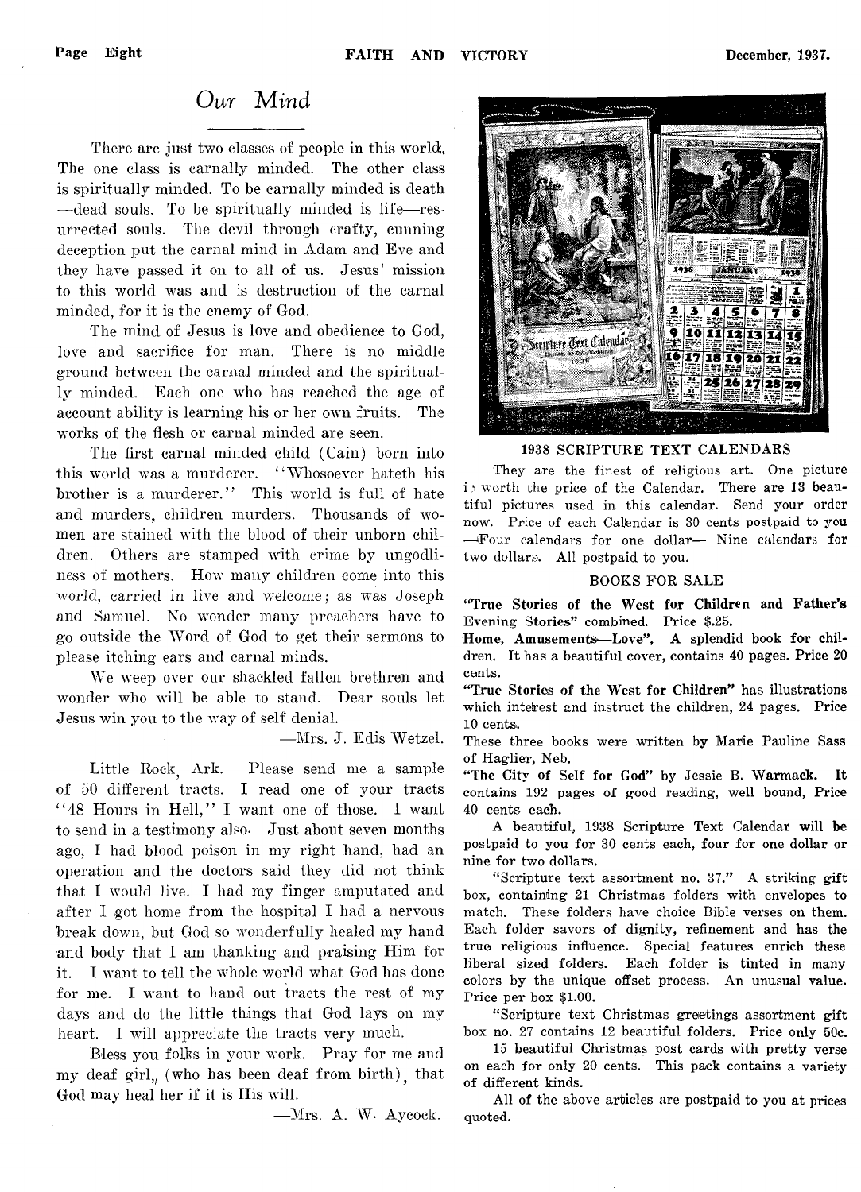# *Our Mind*

There are just two classes of people in this world. The one class is carnally minded. The other class is spiritually minded. To be carnally minded is death—dead souls. To be spiritually minded is life—resurrected souls. The devil through crafty, cunning deception put the carnal mind in Adam and Eve and they have passed it on to all of us. Jesus' mission to this world was and is destruction of the carnal minded, for it is the enemy of God.

The mind of Jesus is love and obedience to God, love and sacrifice for man. There is no middle ground between the carnal minded and the spiritually minded. Each one who has reached the age of account ability is learning his or her own fruits. The works of the flesh or carnal minded are seen.

The first carnal minded child (Cain) born into this world was a murderer. "Whosoever hateth his brother is a murderer." This world is full of hate and murders, children murders. Thousands of women are stained with the blood of their unborn children. Others are stamped with crime by ungodliness of mothers. How many children come into this world, carried in live and welcome; as was Joseph and Samuel. No wonder many preachers have to go outside the Word of God to get their sermons to please itching ears and carnal minds.

We weep over our shackled fallen brethren and wonder who will be able to stand. Dear souls let Jesus win you to the way of self denial.

—Mrs. J. Edis Wetzel.

Little Rock, Ark. Please send me a sample of 50 different tracts. I read one of your tracts "48 Hours in Hell," I want one of those. I want to send in a testimony also. Just about seven months ago, I had blood poison in my right hand, had an operation and the doctors said they did not think that I would live. I had my finger amputated and after I got home from the hospital I had a nervous break down, but God so wonderfully healed my hand and body that I am thanking and praising Him for it. I want to tell the whole world what God has done for me. I want to hand out tracts the rest of my days and do the little things that God lays on my heart. I will appreciate the tracts very much.

Bless you folks in your work. Pray for me and my deaf girl, (who has been deaf from birth), that God may heal her if it is His will.

—Mrs. A. W. Aycock.

**1938 SCRIPTURE TEXT CALENDARS**

They are the finest of religious art. One picture is worth the price of the Calendar. There are 13 beautiful pictures used in this calendar. Send your order now. Price of each Calendar is 30 cents postpaid to you —Four calendars for one dollar— Nine calendars for two dollars. All postpaid to you.

**BOOKS FOR SALE**

**"True Stories of the West for Children and Father's Evening Stories" combined.** Price $.25.

**Home, Amusements—Love".** A splendid book for children. It has a beautiful cover, contains 40 pages. Price 20 cents.

**"True Stories of the West for Children"** has illustrations which interest and instruct the children, 24 pages. Price 10 cents.

These three books were written by Marie Pauline Sass of Haglier, Neb.

**"The City of Self for God"** by Jessie B. Warmack. It contains 192 pages of good reading, well bound, Price 40 cents each.

A beautiful, 1938 Scripture Text Calendar will be postpaid to you for 30 cents each, four for one dollar or nine for two dollars.

"Scripture text assortment no. 37." A striking gift box, containing 21 Christmas folders with envelopes to match. These folders have choice Bible verses on them. Each folder savors of dignity, refinement and has the true religious influence. Special features enrich these liberal sized folders. Each folder is tinted in many colors by the unique offset process. An unusual value. Price per box $1.00.

"Scripture text Christmas greetings assortment gift box no. 27 contains 12 beautiful folders. Price only 50c.

15 beautiful Christmas post cards with pretty verse on each for only 20 cents. This pack contains a variety of different kinds.

All of the above articles are postpaid to you at prices quoted.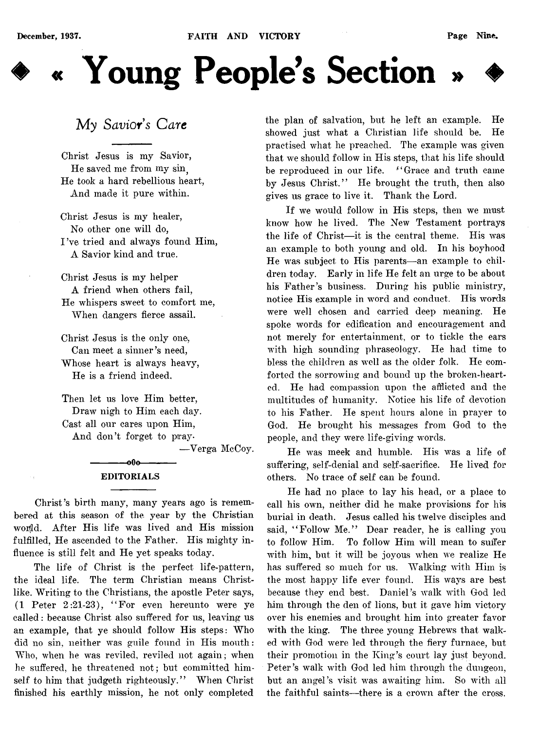# ◆ « Young People's Section » ◆

## *My Savior's Care*

Christ Jesus is my Savior,
He saved me from my sin,
He took a hard rebellious heart,
And made it pure within.

Christ Jesus is my healer,
No other one will do,
I've tried and always found Him,
A Savior kind and true.

Christ Jesus is my helper
A friend when others fail,
He whispers sweet to comfort me,
When dangers fierce assail.

Christ Jesus is the only one,
Can meet a sinner's need,
Whose heart is always heavy,
He is a friend indeed.

Then let us love Him better,
Draw nigh to Him each day.
Cast all our cares upon Him,
And don't forget to pray.

—Verga McCoy.

---

### EDITORIALS

Christ's birth many, many years ago is remembered at this season of the year by the Christian world. After His life was lived and His mission fulfilled, He ascended to the Father. His mighty influence is still felt and He yet speaks today.

The life of Christ is the perfect life-pattern, the ideal life. The term Christian means Christ-like. Writing to the Christians, the apostle Peter says, (1 Peter 2:21-23), "For even hereunto were ye called: because Christ also suffered for us, leaving us an example, that ye should follow His steps: Who did no sin, neither was guile found in His mouth: Who, when he was reviled, reviled not again; when he suffered, he threatened not; but committed himself to him that judgeth righteously." When Christ finished his earthly mission, he not only completed the plan of salvation, but he left an example. He showed just what a Christian life should be. He practised what he preached. The example was given that we should follow in His steps, that his life should be reproduced in our life. "Grace and truth came by Jesus Christ." He brought the truth, then also gives us grace to live it. Thank the Lord.

If we would follow in His steps, then we must know how he lived. The New Testament portrays the life of Christ—it is the central theme. His was an example to both young and old. In his boyhood He was subject to His parents—an example to children today. Early in life He felt an urge to be about his Father's business. During his public ministry, notice His example in word and conduct. His words were well chosen and carried deep meaning. He spoke words for edification and encouragement and not merely for entertainment, or to tickle the ears with high sounding phraseology. He had time to bless the children as well as the older folk. He comforted the sorrowing and bound up the broken-hearted. He had compassion upon the afflicted and the multitudes of humanity. Notice his life of devotion to his Father. He spent hours alone in prayer to God. He brought his messages from God to the people, and they were life-giving words.

He was meek and humble. His was a life of suffering, self-denial and self-sacrifice. He lived for others. No trace of self can be found.

He had no place to lay his head, or a place to call his own, neither did he make provisions for his burial in death. Jesus called his twelve disciples and said, "Follow Me." Dear reader, he is calling you to follow Him. To follow Him will mean to suffer with him, but it will be joyous when we realize He has suffered so much for us. Walking with Him is the most happy life ever found. His ways are best because they end best. Daniel's walk with God led him through the den of lions, but it gave him victory over his enemies and brought him into greater favor with the king. The three young Hebrews that walked with God were led through the fiery furnace, but their promotion in the King's court lay just beyond. Peter's walk with God led him through the dungeon, but an angel's visit was awaiting him. So with all the faithful saints—there is a crown after the cross.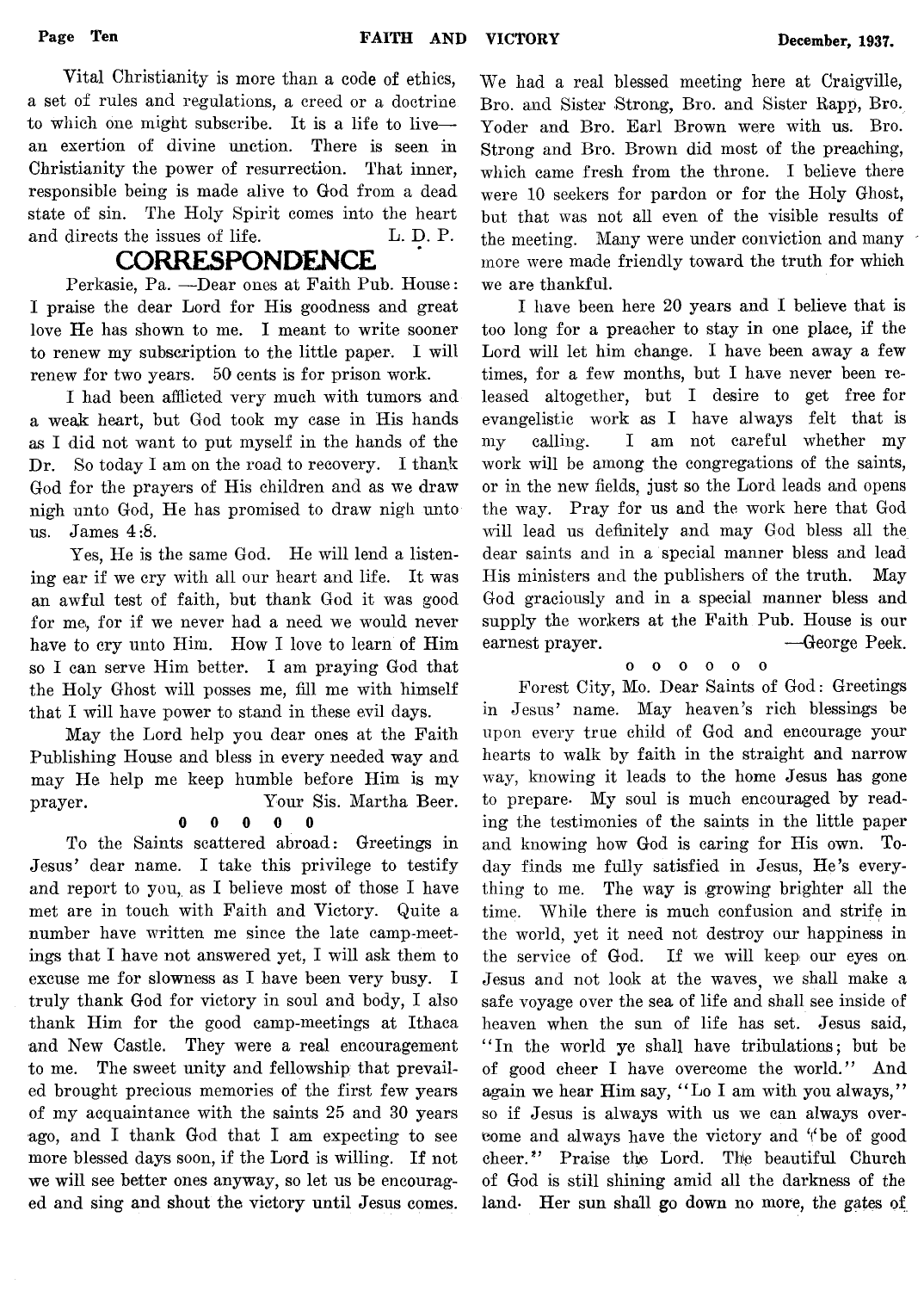Vital Christianity is more than a code of ethics, a set of rules and regulations, a creed or a doctrine to which one might subscribe. It is a life to live—an exertion of divine unction. There is seen in Christianity the power of resurrection. That inner, responsible being is made alive to God from a dead state of sin. The Holy Spirit comes into the heart and directs the issues of life. L. D. P.

## CORRESPONDENCE

Perkasie, Pa. —Dear ones at Faith Pub. House: I praise the dear Lord for His goodness and great love He has shown to me. I meant to write sooner to renew my subscription to the little paper. I will renew for two years. 50 cents is for prison work.

I had been afflicted very much with tumors and a weak heart, but God took my case in His hands as I did not want to put myself in the hands of the Dr. So today I am on the road to recovery. I thank God for the prayers of His children and as we draw nigh unto God, He has promised to draw nigh unto us. James 4:8.

Yes, He is the same God. He will lend a listening ear if we cry with all our heart and life. It was an awful test of faith, but thank God it was good for me, for if we never had a need we would never have to cry unto Him. How I love to learn of Him so I can serve Him better. I am praying God that the Holy Ghost will posses me, fill me with himself that I will have power to stand in these evil days.

May the Lord help you dear ones at the Faith Publishing House and bless in every needed way and may He help me keep humble before Him is my prayer. Your Sis. Martha Beer.

0 0 0 0 0

To the Saints scattered abroad: Greetings in Jesus' dear name. I take this privilege to testify and report to you, as I believe most of those I have met are in touch with Faith and Victory. Quite a number have written me since the late camp-meetings that I have not answered yet, I will ask them to excuse me for slowness as I have been very busy. I truly thank God for victory in soul and body, I also thank Him for the good camp-meetings at Ithaca and New Castle. They were a real encouragement to me. The sweet unity and fellowship that prevailed brought precious memories of the first few years of my acquaintance with the saints 25 and 30 years ago, and I thank God that I am expecting to see more blessed days soon, if the Lord is willing. If not we will see better ones anyway, so let us be encouraged and sing and shout the victory until Jesus comes. We had a real blessed meeting here at Craigville, Bro. and Sister Strong, Bro. and Sister Rapp, Bro. Yoder and Bro. Earl Brown were with us. Bro. Strong and Bro. Brown did most of the preaching, which came fresh from the throne. I believe there were 10 seekers for pardon or for the Holy Ghost, but that was not all even of the visible results of the meeting. Many were under conviction and many more were made friendly toward the truth for which we are thankful.

I have been here 20 years and I believe that is too long for a preacher to stay in one place, if the Lord will let him change. I have been away a few times, for a few months, but I have never been released altogether, but I desire to get free for evangelistic work as I have always felt that is my calling. I am not careful whether my work will be among the congregations of the saints, or in the new fields, just so the Lord leads and opens the way. Pray for us and the work here that God will lead us definitely and may God bless all the dear saints and in a special manner bless and lead His ministers and the publishers of the truth. May God graciously and in a special manner bless and supply the workers at the Faith Pub. House is our earnest prayer. —George Peek.

o o o o o o

Forest City, Mo. Dear Saints of God: Greetings in Jesus' name. May heaven's rich blessings be upon every true child of God and encourage your hearts to walk by faith in the straight and narrow way, knowing it leads to the home Jesus has gone to prepare. My soul is much encouraged by reading the testimonies of the saints in the little paper and knowing how God is caring for His own. Today finds me fully satisfied in Jesus, He's everything to me. The way is growing brighter all the time. While there is much confusion and strife in the world, yet it need not destroy our happiness in the service of God. If we will keep our eyes on Jesus and not look at the waves, we shall make a safe voyage over the sea of life and shall see inside of heaven when the sun of life has set. Jesus said, "In the world ye shall have tribulations; but be of good cheer I have overcome the world." And again we hear Him say, "Lo I am with you always," so if Jesus is always with us we can always overcome and always have the victory and "be of good cheer." Praise the Lord. The beautiful Church of God is still shining amid all the darkness of the land. Her sun shall go down no more, the gates of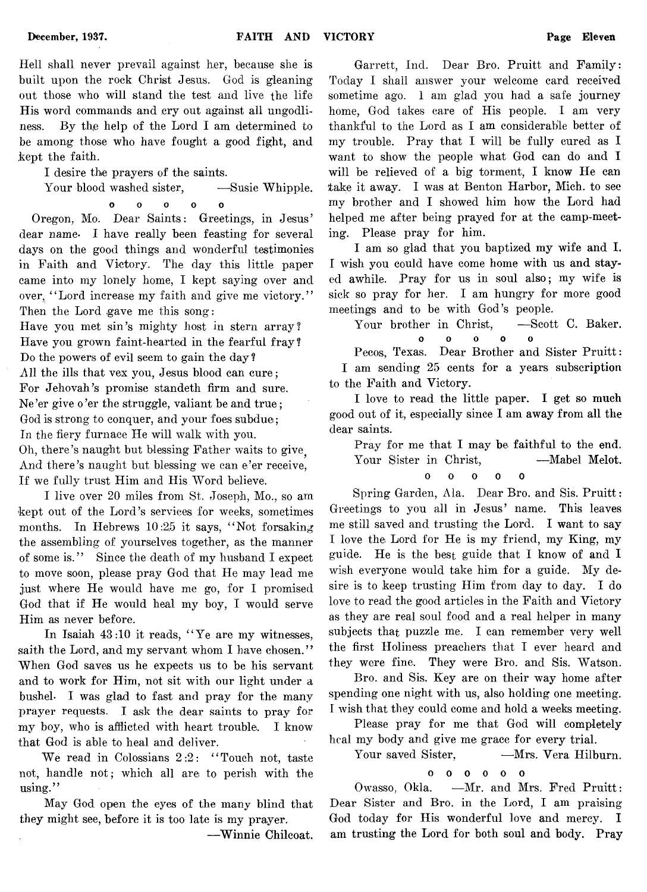Hell shall never prevail against her, because she is built upon the rock Christ Jesus. God is gleaning out those who will stand the test and live the life His word commands and cry out against all ungodliness. By the help of the Lord I am determined to be among those who have fought a good fight, and kept the faith.

I desire the prayers of the saints.

Your blood washed sister, —Susie Whipple.

o o o o o

Oregon, Mo. Dear Saints: Greetings, in Jesus' dear name. I have really been feasting for several days on the good things and wonderful testimonies in Faith and Victory. The day this little paper came into my lonely home, I kept saying over and over, "Lord increase my faith and give me victory." Then the Lord gave me this song:

Have you met sin's mighty host in stern array?
Have you grown faint-hearted in the fearful fray?
Do the powers of evil seem to gain the day?
All the ills that vex you, Jesus blood can cure;
For Jehovah's promise standeth firm and sure.
Ne'er give o'er the struggle, valiant be and true;
God is strong to conquer, and your foes subdue;
In the fiery furnace He will walk with you.
Oh, there's naught but blessing Father waits to give,
And there's naught but blessing we can e'er receive,
If we fully trust Him and His Word believe.

I live over 20 miles from St. Joseph, Mo., so am kept out of the Lord's services for weeks, sometimes months. In Hebrews 10:25 it says, "Not forsaking the assembling of yourselves together, as the manner of some is." Since the death of my husband I expect to move soon, please pray God that He may lead me just where He would have me go, for I promised God that if He would heal my boy, I would serve Him as never before.

In Isaiah 43:10 it reads, "Ye are my witnesses, saith the Lord, and my servant whom I have chosen." When God saves us he expects us to be his servant and to work for Him, not sit with our light under a bushel. I was glad to fast and pray for the many prayer requests. I ask the dear saints to pray for my boy, who is afflicted with heart trouble. I know that God is able to heal and deliver.

We read in Colossians 2:2: "Touch not, taste not, handle not; which all are to perish with the using."

May God open the eyes of the many blind that they might see, before it is too late is my prayer.

—Winnie Chilcoat.

Garrett, Ind. Dear Bro. Pruitt and Family: Today I shall answer your welcome card received sometime ago. I am glad you had a safe journey home, God takes care of His people. I am very thankful to the Lord as I am considerable better of my trouble. Pray that I will be fully cured as I want to show the people what God can do and I will be relieved of a big torment, I know He can take it away. I was at Benton Harbor, Mich. to see my brother and I showed him how the Lord had helped me after being prayed for at the camp-meeting. Please pray for him.

I am so glad that you baptized my wife and I. I wish you could have come home with us and stayed awhile. Pray for us in soul also; my wife is sick so pray for her. I am hungry for more good meetings and to be with God's people.

Your brother in Christ, —Scott C. Baker.

o o o o o

Pecos, Texas. Dear Brother and Sister Pruitt: I am sending 25 cents for a years subscription to the Faith and Victory.

I love to read the little paper. I get so much good out of it, especially since I am away from all the dear saints.

Pray for me that I may be faithful to the end.

Your Sister in Christ, —Mabel Melot.

o o o o o

Spring Garden, Ala. Dear Bro. and Sis. Pruitt: Greetings to you all in Jesus' name. This leaves me still saved and trusting the Lord. I want to say I love the Lord for He is my friend, my King, my guide. He is the best guide that I know of and I wish everyone would take him for a guide. My desire is to keep trusting Him from day to day. I do love to read the good articles in the Faith and Victory as they are real soul food and a real helper in many subjects that puzzle me. I can remember very well the first Holiness preachers that I ever heard and they were fine. They were Bro. and Sis. Watson.

Bro. and Sis. Key are on their way home after spending one night with us, also holding one meeting. I wish that they could come and hold a weeks meeting.

Please pray for me that God will completely heal my body and give me grace for every trial.

Your saved Sister, —Mrs. Vera Hilburn.

o o o o o o

Owasso, Okla. —Mr. and Mrs. Fred Pruitt: Dear Sister and Bro. in the Lord, I am praising God today for His wonderful love and mercy. I am trusting the Lord for both soul and body. Pray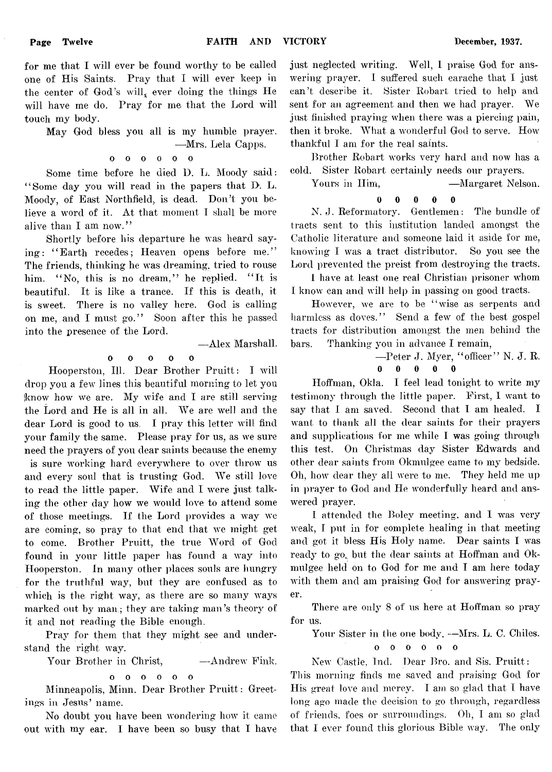for me that I will ever be found worthy to be called one of His Saints. Pray that I will ever keep in the center of God's will, ever doing the things He will have me do. Pray for me that the Lord will touch my body.

May God bless you all is my humble prayer.

—Mrs. Lela Capps.

o o o o o o

Some time before he died D. L. Moody said: "Some day you will read in the papers that D. L. Moody, of East Northfield, is dead. Don't you believe a word of it. At that moment I shall be more alive than I am now."

Shortly before his departure he was heard saying: "Earth recedes; Heaven opens before me." The friends, thinking he was dreaming, tried to rouse him. "No, this is no dream," he replied. "It is beautiful. It is like a trance. If this is death, it is sweet. There is no valley here. God is calling on me, and I must go." Soon after this he passed into the presence of the Lord.

—Alex Marshall.

o o o o o

Hooperston, Ill. Dear Brother Pruitt: I will drop you a few lines this beautiful morning to let you know how we are. My wife and I are still serving the Lord and He is all in all. We are well and the dear Lord is good to us. I pray this letter will find your family the same. Please pray for us, as we sure need the prayers of you dear saints because the enemy is sure working hard everywhere to over throw us and every soul that is trusting God. We still love to read the little paper. Wife and I were just talking the other day how we would love to attend some of those meetings. If the Lord provides a way we are coming, so pray to that end that we might get to come. Brother Pruitt, the true Word of God found in your little paper has found a way into Hooperston. In many other places souls are hungry for the truthful way, but they are confused as to which is the right way, as there are so many ways marked out by man; they are taking man's theory of it and not reading the Bible enough.

Pray for them that they might see and understand the right way.

Your Brother in Christ, —Andrew Fink.

o o o o o o

Minneapolis, Minn. Dear Brother Pruitt: Greetings in Jesus' name.

No doubt you have been wondering how it came out with my ear. I have been so busy that I have just neglected writing. Well, I praise God for answering prayer. I suffered such earache that I just can't describe it. Sister Robart tried to help and sent for an agreement and then we had prayer. We just finished praying when there was a piercing pain, then it broke. What a wonderful God to serve. How thankful I am for the real saints.

Brother Robart works very hard and now has a cold. Sister Robart certainly needs our prayers.

Yours in Him, —Margaret Nelson.

0 0 0 0 0

N. J. Reformatory. Gentlemen: The bundle of tracts sent to this institution landed amongst the Catholic literature and someone laid it aside for me, knowing I was a tract distributor. So you see the Lord prevented the preist from destroying the tracts.

I have at least one real Christian prisoner whom I know can and will help in passing on good tracts.

However, we are to be "wise as serpents and harmless as doves." Send a few of the best gospel tracts for distribution amongst the men behind the bars. Thanking you in advance I remain,

—Peter J. Myer, "officer" N. J. R.

0 0 0 0 0

Hoffman, Okla. I feel lead tonight to write my testimony through the little paper. First, I want to say that I am saved. Second that I am healed. I want to thank all the dear saints for their prayers and supplications for me while I was going through this test. On Christmas day Sister Edwards and other dear saints from Okmulgee came to my bedside. Oh, how dear they all were to me. They held me up in prayer to God and He wonderfully heard and answered prayer.

I attended the Boley meeting, and I was very weak, I put in for complete healing in that meeting and got it bless His Holy name. Dear saints I was ready to go, but the dear saints at Hoffman and Okmulgee held on to God for me and I am here today with them and am praising God for answering prayer.

There are only 8 of us here at Hoffman so pray for us.

Your Sister in the one body, —Mrs. L. C. Chiles.

o o o o o o

New Castle, Ind. Dear Bro. and Sis. Pruitt: This morning finds me saved and praising God for His great love and mercy. I am so glad that I have long ago made the decision to go through, regardless of friends, foes or surroundings. Oh, I am so glad that I ever found this glorious Bible way. The only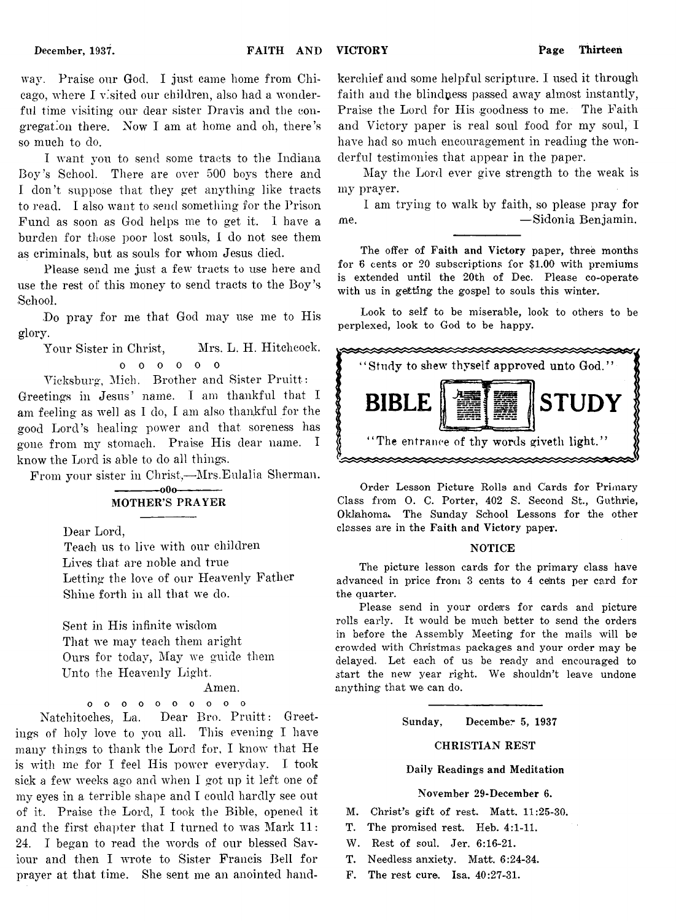way. Praise our God. I just came home from Chicago, where I visited our children, also had a wonderful time visiting our dear sister Dravis and the congregation there. Now I am at home and oh, there's so much to do.

I want you to send some tracts to the Indiana Boy's School. There are over 500 boys there and I don't suppose that they get anything like tracts to read. I also want to send something for the Prison Fund as soon as God helps me to get it. I have a burden for those poor lost souls, I do not see them as criminals, but as souls for whom Jesus died.

Please send me just a few tracts to use here and use the rest of this money to send tracts to the Boy's School.

Do pray for me that God may use me to His glory.

Your Sister in Christ, Mrs. L. H. Hitchcock.

o o o o o o

Vicksburg, Mich. Brother and Sister Pruitt: Greetings in Jesus' name. I am thankful that I am feeling as well as I do, I am also thankful for the good Lord's healing power and that soreness has gone from my stomach. Praise His dear name. I know the Lord is able to do all things.

From your sister in Christ,—Mrs. Eulalia Sherman.

—o0o—

## MOTHER'S PRAYER

Dear Lord,
Teach us to live with our children
Lives that are noble and true
Letting the love of our Heavenly Father
Shine forth in all that we do.

Sent in His infinite wisdom
That we may teach them aright
Ours for today, May we guide them
Unto the Heavenly Light.
Amen.

o o o o o o o o o o o

Natchitoches, La. Dear Bro. Pruitt: Greetings of holy love to you all. This evening I have many things to thank the Lord for, I know that He is with me for I feel His power everyday. I took sick a few weeks ago and when I got up it left one of my eyes in a terrible shape and I could hardly see out of it. Praise the Lord, I took the Bible, opened it and the first chapter that I turned to was Mark 11:24. I began to read the words of our blessed Saviour and then I wrote to Sister Francis Bell for prayer at that time. She sent me an anointed handkerchief and some helpful scripture. I used it through faith and the blindness passed away almost instantly, Praise the Lord for His goodness to me. The Faith and Victory paper is real soul food for my soul, I have had so much encouragement in reading the wonderful testimonies that appear in the paper.

May the Lord ever give strength to the weak is my prayer.

I am trying to walk by faith, so please pray for me. —Sidonia Benjamin.

---

The offer of **Faith and Victory** paper, three months for 6 cents or 20 subscriptions for $1.00 with premiums is extended until the 20th of Dec. Please co-operate with us in getting the gospel to souls this winter.

Look to self to be miserable, look to others to be perplexed, look to God to be happy.

"Study to shew thyself approved unto God."

## BIBLE STUDY

"The entrance of thy words giveth light."

Order Lesson Picture Rolls and Cards for Primary Class from O. C. Porter, 402 S. Second St., Guthrie, Oklahoma. The Sunday School Lessons for the other classes are in the **Faith and Victory** paper.

### NOTICE

The picture lesson cards for the primary class have advanced in price from 3 cents to 4 cents per card for the quarter.

Please send in your orders for cards and picture rolls early. It would be much better to send the orders in before the Assembly Meeting for the mails will be crowded with Christmas packages and your order may be delayed. Let each of us be ready and encouraged to start the new year right. We shouldn't leave undone anything that we can do.

---

Sunday, December 5, 1937

### CHRISTIAN REST

#### Daily Readings and Meditation

November 29-December 6.

M. Christ's gift of rest. Matt. 11:25-30.
T. The promised rest. Heb. 4:1-11.
W. Rest of soul. Jer. 6:16-21.
T. Needless anxiety. Matt. 6:24-34.
F. The rest cure. Isa. 40:27-31.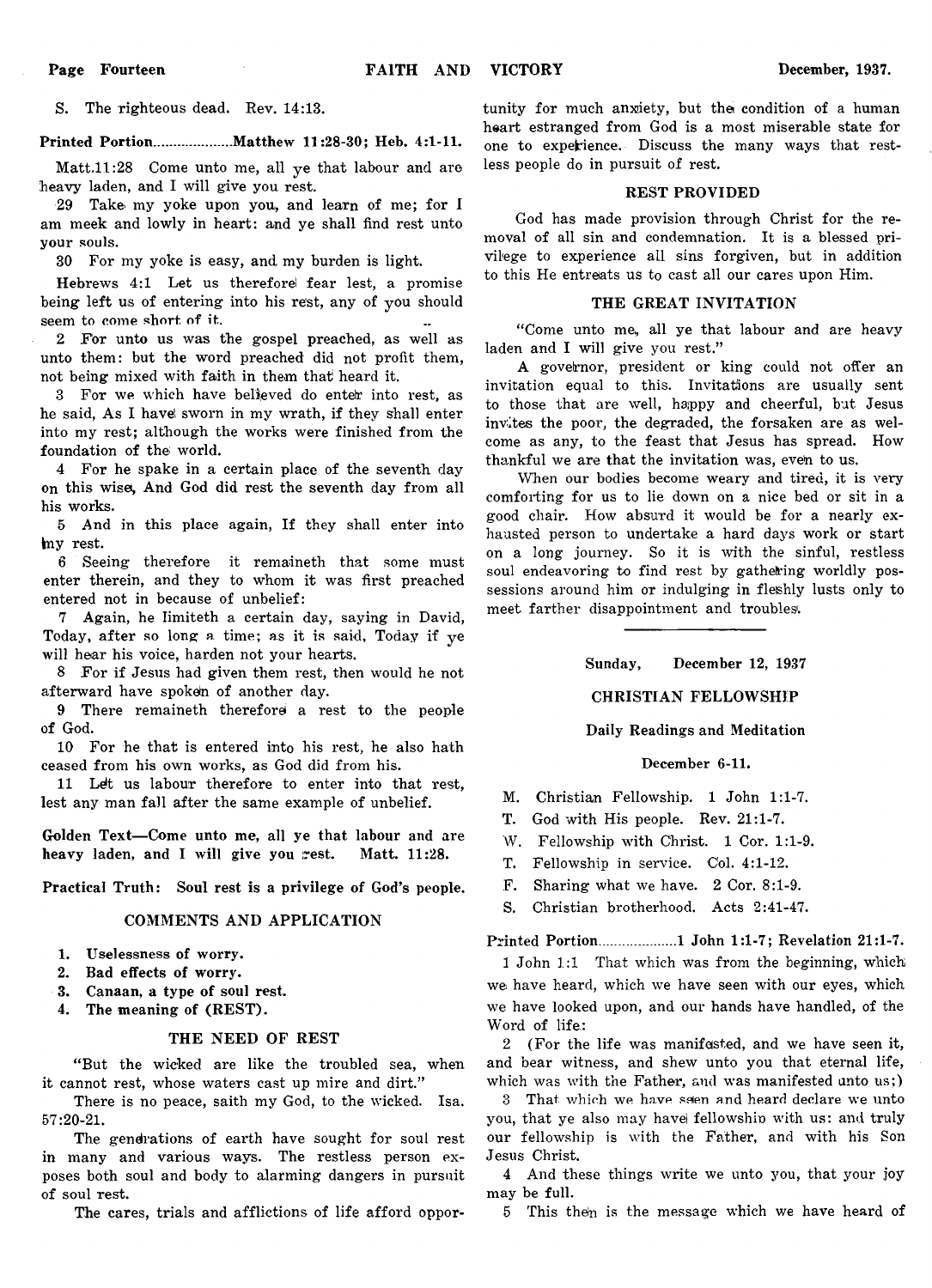S. The righteous dead. Rev. 14:13.

**Printed Portion....................Matthew 11:28-30; Heb. 4:1-11.**

Matt.11:28 Come unto me, all ye that labour and are heavy laden, and I will give you rest.

29 Take my yoke upon you, and learn of me; for I am meek and lowly in heart: and ye shall find rest unto your souls.

30 For my yoke is easy, and my burden is light.

Hebrews 4:1 Let us therefore fear lest, a promise being left us of entering into his rest, any of you should seem to come short of it.

2 For unto us was the gospel preached, as well as unto them: but the word preached did not profit them, not being mixed with faith in them that heard it.

3 For we which have believed do enter into rest, as he said, As I have sworn in my wrath, if they shall enter into my rest; although the works were finished from the foundation of the world.

4 For he spake in a certain place of the seventh day on this wise, And God did rest the seventh day from all his works.

5 And in this place again, If they shall enter into my rest.

6 Seeing therefore it remaineth that some must enter therein, and they to whom it was first preached entered not in because of unbelief:

7 Again, he limiteth a certain day, saying in David, Today, after so long a time; as it is said, Today if ye will hear his voice, harden not your hearts.

8 For if Jesus had given them rest, then would he not afterward have spoken of another day.

9 There remaineth therefore a rest to the people of God.

10 For he that is entered into his rest, he also hath ceased from his own works, as God did from his.

11 Let us labour therefore to enter into that rest, lest any man fall after the same example of unbelief.

**Golden Text—Come unto me, all ye that labour and are heavy laden, and I will give you rest. Matt. 11:28.**

**Practical Truth: Soul rest is a privilege of God's people.**

### COMMENTS AND APPLICATION

1. **Uselessness of worry.**
2. **Bad effects of worry.**
3. **Canaan, a type of soul rest.**
4. **The meaning of (REST).**

### THE NEED OF REST

"But the wicked are like the troubled sea, when it cannot rest, whose waters cast up mire and dirt."

There is no peace, saith my God, to the wicked. Isa. 57:20-21.

The generations of earth have sought for soul rest in many and various ways. The restless person exposes both soul and body to alarming dangers in pursuit of soul rest.

The cares, trials and afflictions of life afford opportunity for much anxiety, but the condition of a human heart estranged from God is a most miserable state for one to experience. Discuss the many ways that restless people do in pursuit of rest.

### REST PROVIDED

God has made provision through Christ for the removal of all sin and condemnation. It is a blessed privilege to experience all sins forgiven, but in addition to this He entreats us to cast all our cares upon Him.

### THE GREAT INVITATION

"Come unto me, all ye that labour and are heavy laden and I will give you rest."

A governor, president or king could not offer an invitation equal to this. Invitations are usually sent to those that are well, happy and cheerful, but Jesus invites the poor, the degraded, the forsaken are as welcome as any, to the feast that Jesus has spread. How thankful we are that the invitation was, even to us.

When our bodies become weary and tired, it is very comforting for us to lie down on a nice bed or sit in a good chair. How absurd it would be for a nearly exhausted person to undertake a hard days work or start on a long journey. So it is with the sinful, restless soul endeavoring to find rest by gathering worldly possessions around him or indulging in fleshly lusts only to meet farther disappointment and troubles.

---

**Sunday, December 12, 1937**

## CHRISTIAN FELLOWSHIP

**Daily Readings and Meditation**

**December 6-11.**

M. Christian Fellowship. 1 John 1:1-7.
T. God with His people. Rev. 21:1-7.
W. Fellowship with Christ. 1 Cor. 1:1-9.
T. Fellowship in service. Col. 4:1-12.
F. Sharing what we have. 2 Cor. 8:1-9.
S. Christian brotherhood. Acts 2:41-47.

**Printed Portion....................1 John 1:1-7; Revelation 21:1-7.**

1 John 1:1 That which was from the beginning, which we have heard, which we have seen with our eyes, which we have looked upon, and our hands have handled, of the Word of life:

2 (For the life was manifested, and we have seen it, and bear witness, and shew unto you that eternal life, which was with the Father, and was manifested unto us;)

3 That which we have seen and heard declare we unto you, that ye also may have fellowship with us: and truly our fellowship is with the Father, and with his Son Jesus Christ.

4 And these things write we unto you, that your joy may be full.

5 This then is the message which we have heard of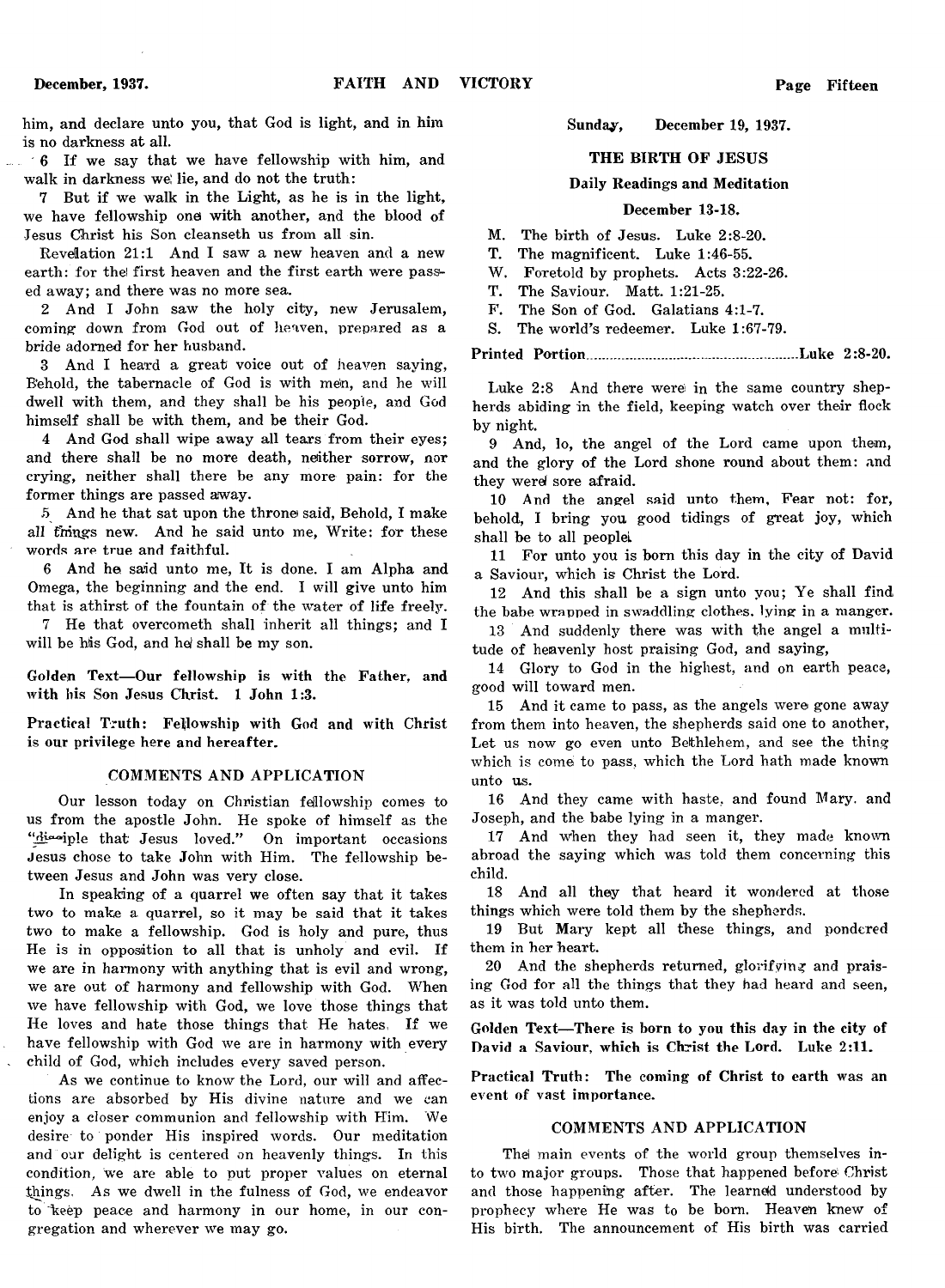him, and declare unto you, that God is light, and in him is no darkness at all.

6 If we say that we have fellowship with him, and walk in darkness we lie, and do not the truth:

7 But if we walk in the Light, as he is in the light, we have fellowship one with another, and the blood of Jesus Christ his Son cleanseth us from all sin.

Revelation 21:1 And I saw a new heaven and a new earth: for the first heaven and the first earth were passed away; and there was no more sea.

2 And I John saw the holy city, new Jerusalem, coming down from God out of heaven, prepared as a bride adorned for her husband.

3 And I heard a great voice out of heaven saying, Behold, the tabernacle of God is with men, and he will dwell with them, and they shall be his people, and God himself shall be with them, and be their God.

4 And God shall wipe away all tears from their eyes; and there shall be no more death, neither sorrow, nor crying, neither shall there be any more pain: for the former things are passed away.

5 And he that sat upon the throne said, Behold, I make all things new. And he said unto me, Write: for these words are true and faithful.

6 And he said unto me, It is done. I am Alpha and Omega, the beginning and the end. I will give unto him that is athirst of the fountain of the water of life freely.

7 He that overcometh shall inherit all things; and I will be his God, and he shall be my son.

**Golden Text—Our fellowship is with the Father, and with his Son Jesus Christ. 1 John 1:3.**

**Practical Truth: Fellowship with God and with Christ is our privilege here and hereafter.**

### COMMENTS AND APPLICATION

Our lesson today on Christian fellowship comes to us from the apostle John. He spoke of himself as the "disciple that Jesus loved." On important occasions Jesus chose to take John with Him. The fellowship between Jesus and John was very close.

In speaking of a quarrel we often say that it takes two to make a quarrel, so it may be said that it takes two to make a fellowship. God is holy and pure, thus He is in opposition to all that is unholy and evil. If we are in harmony with anything that is evil and wrong, we are out of harmony and fellowship with God. When we have fellowship with God, we love those things that He loves and hate those things that He hates. If we have fellowship with God we are in harmony with every child of God, which includes every saved person.

As we continue to know the Lord, our will and affections are absorbed by His divine nature and we can enjoy a closer communion and fellowship with Him. We desire to ponder His inspired words. Our meditation and our delight is centered on heavenly things. In this condition, we are able to put proper values on eternal things. As we dwell in the fulness of God, we endeavor to keep peace and harmony in our home, in our congregation and wherever we may go.

**Sunday, December 19, 1937.**

## THE BIRTH OF JESUS

### Daily Readings and Meditation

### December 13-18.

M. The birth of Jesus. Luke 2:8-20.
T. The magnificent. Luke 1:46-55.
W. Foretold by prophets. Acts 3:22-26.
T. The Saviour. Matt. 1:21-25.
F. The Son of God. Galatians 4:1-7.
S. The world's redeemer. Luke 1:67-79.

**Printed Portion....................................................Luke 2:8-20.**

Luke 2:8 And there were in the same country shepherds abiding in the field, keeping watch over their flock by night.

9 And, lo, the angel of the Lord came upon them, and the glory of the Lord shone round about them: and they were sore afraid.

10 And the angel said unto them, Fear not: for, behold, I bring you good tidings of great joy, which shall be to all people.

11 For unto you is born this day in the city of David a Saviour, which is Christ the Lord.

12 And this shall be a sign unto you; Ye shall find the babe wrapped in swaddling clothes, lying in a manger.

13 And suddenly there was with the angel a multitude of heavenly host praising God, and saying,

14 Glory to God in the highest, and on earth peace, good will toward men.

15 And it came to pass, as the angels were gone away from them into heaven, the shepherds said one to another, Let us now go even unto Bethlehem, and see the thing which is come to pass, which the Lord hath made known unto us.

16 And they came with haste, and found Mary, and Joseph, and the babe lying in a manger.

17 And when they had seen it, they made known abroad the saying which was told them concerning this child.

18 And all they that heard it wondered at those things which were told them by the shepherds.

19 But Mary kept all these things, and pondered them in her heart.

20 And the shepherds returned, glorifying and praising God for all the things that they had heard and seen, as it was told unto them.

**Golden Text—There is born to you this day in the city of David a Saviour, which is Christ the Lord. Luke 2:11.**

**Practical Truth: The coming of Christ to earth was an event of vast importance.**

### COMMENTS AND APPLICATION

The main events of the world group themselves into two major groups. Those that happened before Christ and those happening after. The learned understood by prophecy where He was to be born. Heaven knew of His birth. The announcement of His birth was carried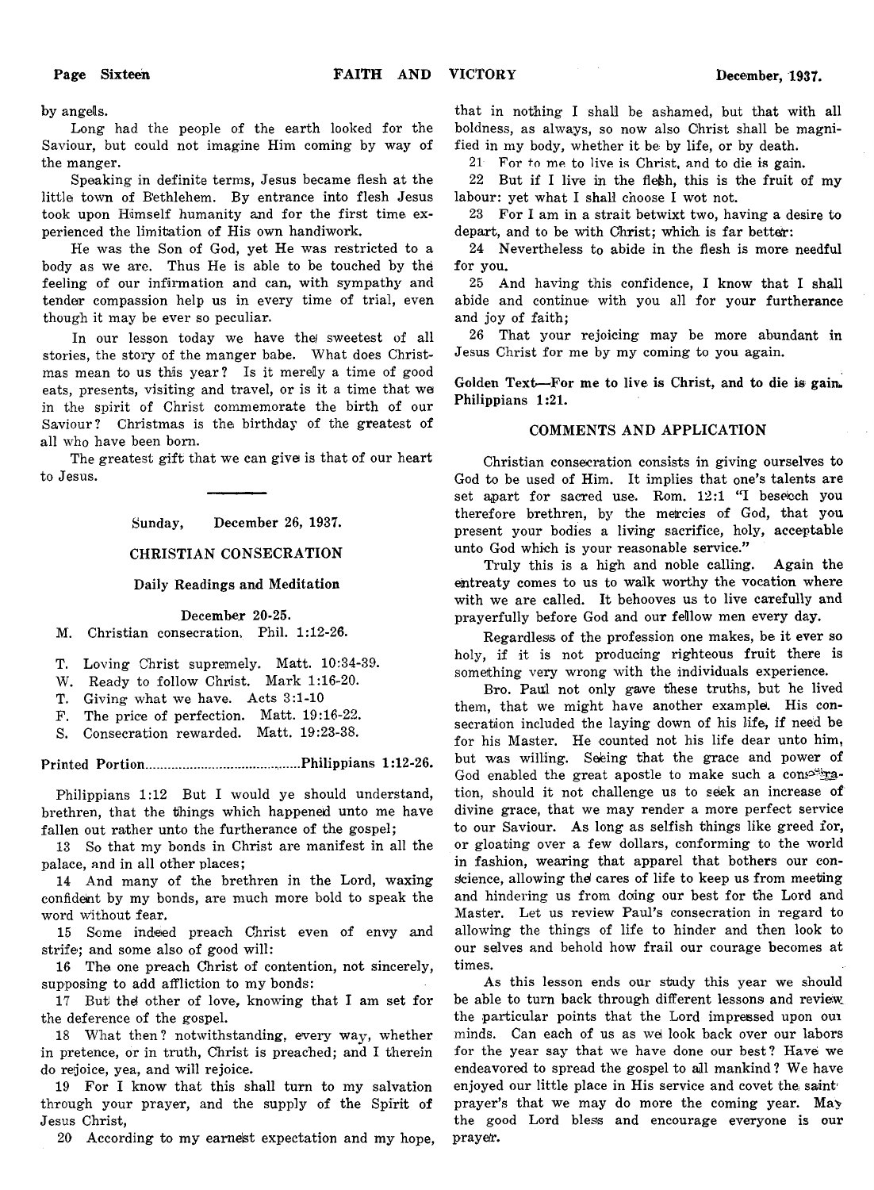by angels.

Long had the people of the earth looked for the Saviour, but could not imagine Him coming by way of the manger.

Speaking in definite terms, Jesus became flesh at the little town of Bethlehem. By entrance into flesh Jesus took upon Himself humanity and for the first time experienced the limitation of His own handiwork.

He was the Son of God, yet He was restricted to a body as we are. Thus He is able to be touched by the feeling of our infirmation and can, with sympathy and tender compassion help us in every time of trial, even though it may be ever so peculiar.

In our lesson today we have the sweetest of all stories, the story of the manger babe. What does Christmas mean to us this year? Is it merely a time of good eats, presents, visiting and travel, or is it a time that we in the spirit of Christ commemorate the birth of our Saviour? Christmas is the birthday of the greatest of all who have been born.

The greatest gift that we can give is that of our heart to Jesus.

---

Sunday, December 26, 1937.

## CHRISTIAN CONSECRATION

### Daily Readings and Meditation

December 20-25.

M. Christian consecration. Phil. 1:12-26.

T. Loving Christ supremely. Matt. 10:34-39.

W. Ready to follow Christ. Mark 1:16-20.

T. Giving what we have. Acts 3:1-10

F. The price of perfection. Matt. 19:16-22.

S. Consecration rewarded. Matt. 19:23-38.

**Printed Portion..........................................Philippians 1:12-26.**

Philippians 1:12 But I would ye should understand, brethren, that the things which happened unto me have fallen out rather unto the furtherance of the gospel;

13 So that my bonds in Christ are manifest in all the palace, and in all other places;

14 And many of the brethren in the Lord, waxing confident by my bonds, are much more bold to speak the word without fear.

15 Some indeed preach Christ even of envy and strife; and some also of good will:

16 The one preach Christ of contention, not sincerely, supposing to add affliction to my bonds:

17 But the other of love, knowing that I am set for the deference of the gospel.

18 What then? notwithstanding, every way, whether in pretence, or in truth, Christ is preached; and I therein do rejoice, yea, and will rejoice.

19 For I know that this shall turn to my salvation through your prayer, and the supply of the Spirit of Jesus Christ,

20 According to my earnest expectation and my hope, that in nothing I shall be ashamed, but that with all boldness, as always, so now also Christ shall be magnified in my body, whether it be by life, or by death.

21 For to me to live is Christ, and to die is gain.

22 But if I live in the flesh, this is the fruit of my labour: yet what I shall choose I wot not.

23 For I am in a strait betwixt two, having a desire to depart, and to be with Christ; which is far better:

24 Nevertheless to abide in the flesh is more needful for you.

25 And having this confidence, I know that I shall abide and continue with you all for your furtherance and joy of faith;

26 That your rejoicing may be more abundant in Jesus Christ for me by my coming to you again.

**Golden Text—For me to live is Christ, and to die is gain. Philippians 1:21.**

### COMMENTS AND APPLICATION

Christian consecration consists in giving ourselves to God to be used of Him. It implies that one's talents are set apart for sacred use. Rom. 12:1 "I beseech you therefore brethren, by the mercies of God, that you present your bodies a living sacrifice, holy, acceptable unto God which is your reasonable service."

Truly this is a high and noble calling. Again the entreaty comes to us to walk worthy the vocation where with we are called. It behooves us to live carefully and prayerfully before God and our fellow men every day.

Regardless of the profession one makes, be it ever so holy, if it is not producing righteous fruit there is something very wrong with the individuals experience.

Bro. Paul not only gave these truths, but he lived them, that we might have another example. His consecration included the laying down of his life, if need be for his Master. He counted not his life dear unto him, but was willing. Seeing that the grace and power of God enabled the great apostle to make such a consecration, should it not challenge us to seek an increase of divine grace, that we may render a more perfect service to our Saviour. As long as selfish things like greed for, or gloating over a few dollars, conforming to the world in fashion, wearing that apparel that bothers our conscience, allowing the cares of life to keep us from meeting and hindering us from doing our best for the Lord and Master. Let us review Paul's consecration in regard to allowing the things of life to hinder and then look to our selves and behold how frail our courage becomes at times.

As this lesson ends our study this year we should be able to turn back through different lessons and review the particular points that the Lord impressed upon our minds. Can each of us as we look back over our labors for the year say that we have done our best? Have we endeavored to spread the gospel to all mankind? We have enjoyed our little place in His service and covet the saint prayer's that we may do more the coming year. May the good Lord bless and encourage everyone is our prayer.